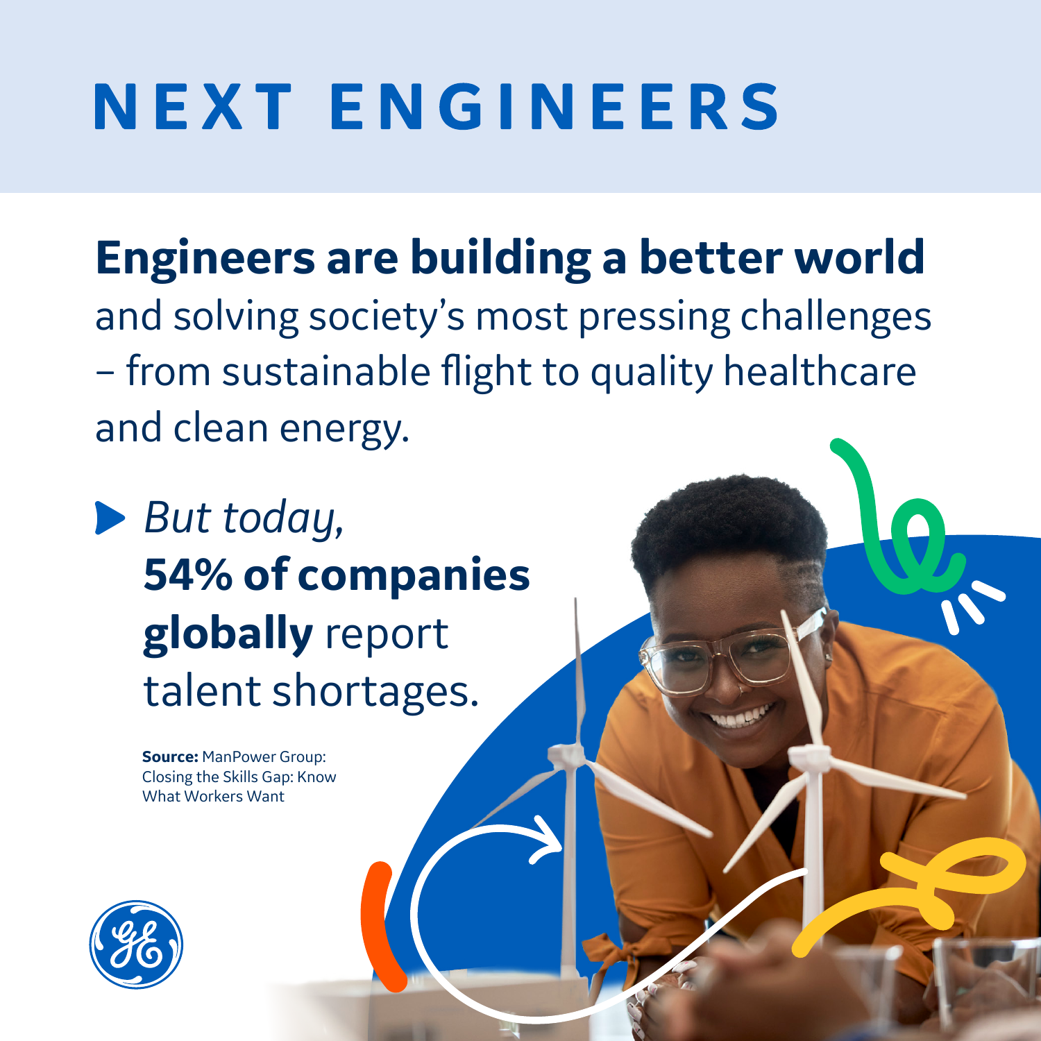# NEXT ENGINEERS

**Engineers are building a better world** and solving society's most pressing challenges – from sustainable flight to quality healthcare and clean energy.

*But today,* **54% of companies globally** report talent shortages.

**Source:** ManPower Group: Closing the Skills Gap: Know What Workers Want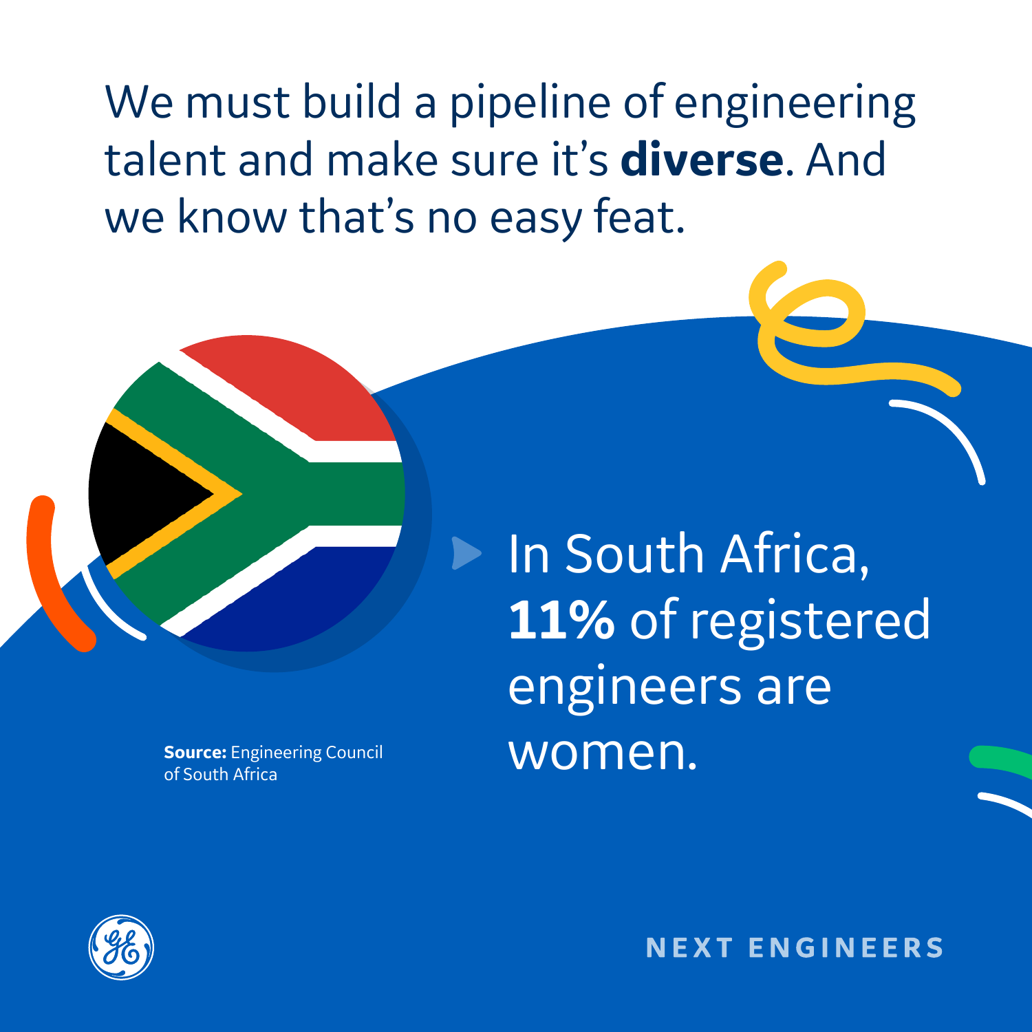We must build a pipeline of engineering talent and make sure it's **diverse**. And we know that's no easy feat.

In South Africa, **11%** of registered engineers are women.

**Source:** Engineering Council of South Africa

NEXT ENGINEERS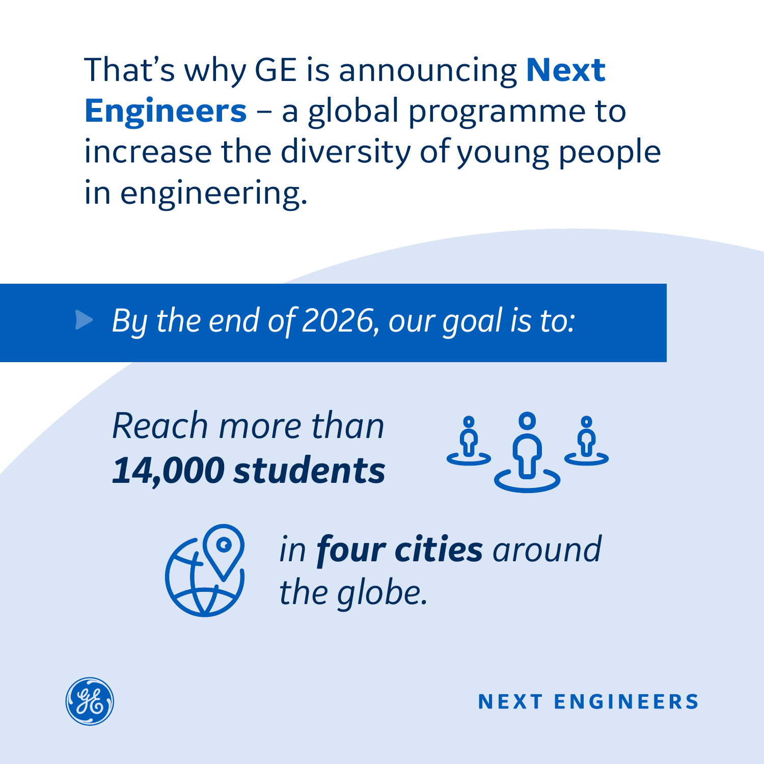That's why GE is announcing **Next Engineers** – a global programme to increase the diversity of young people in engineering.

*By the end of 2026, our goal is to:*

*Reach more than* ***14,000 students***

*in* ***four cities*** *around the globe.*

**NEXT ENGINEERS**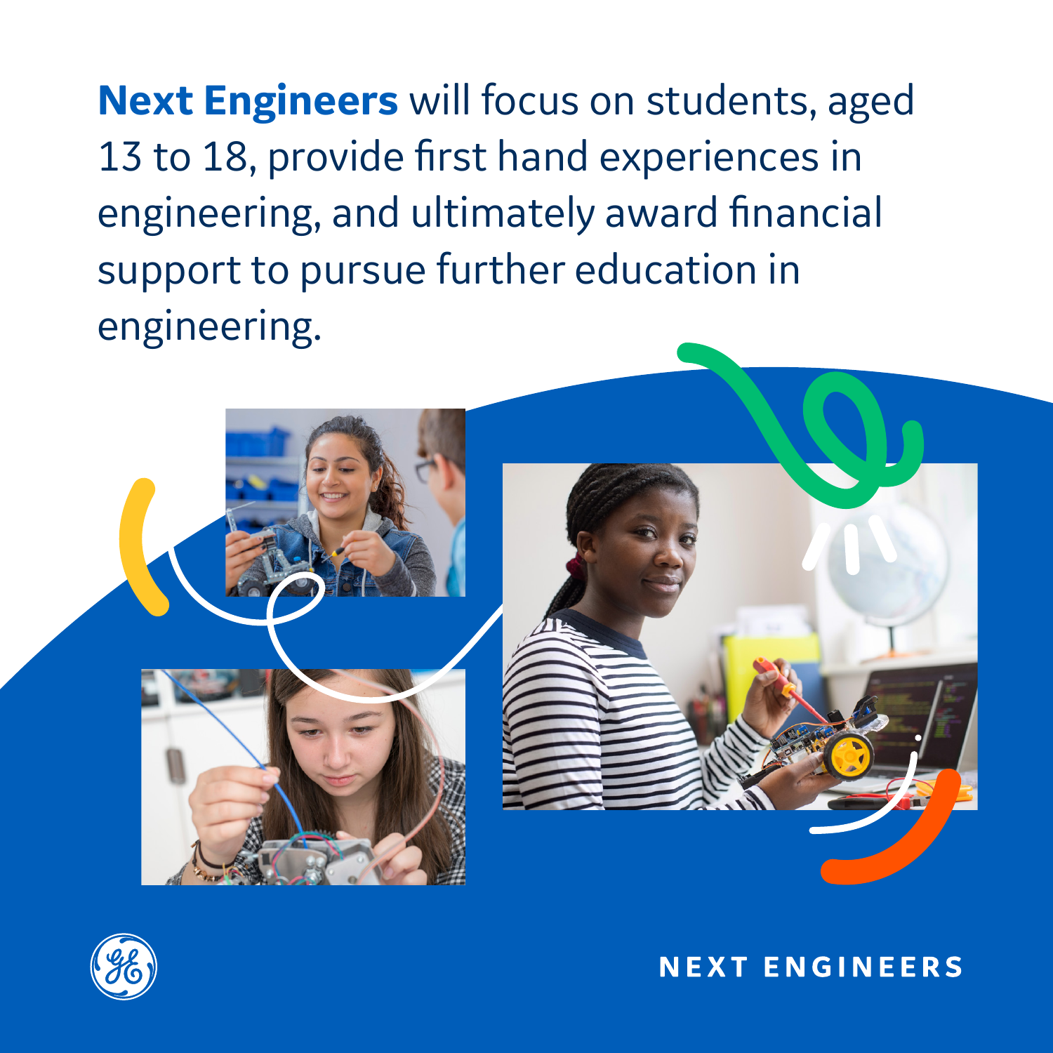**Next Engineers** will focus on students, aged 13 to 18, provide first hand experiences in engineering, and ultimately award financial support to pursue further education in engineering.

NEXT ENGINEERS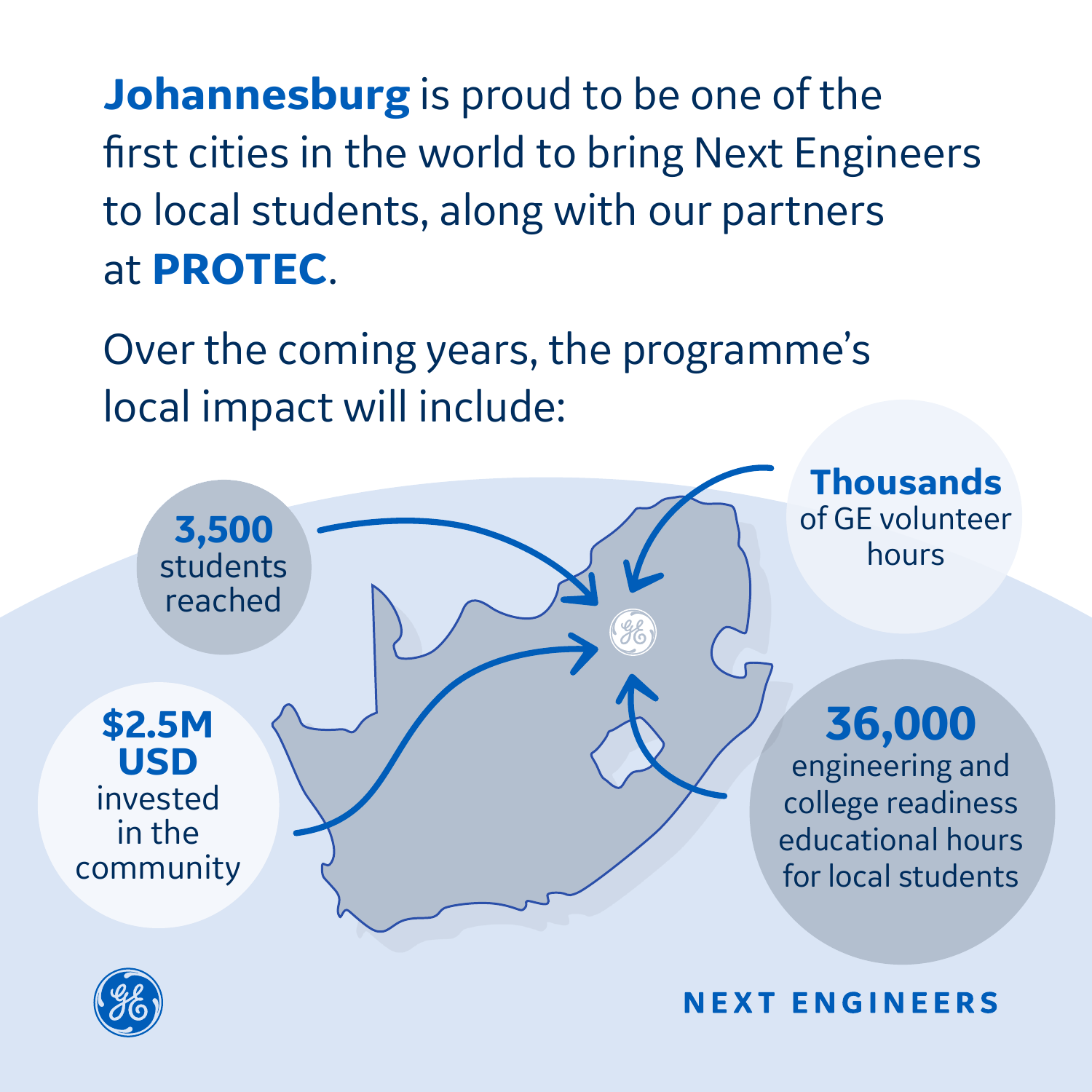**Johannesburg** is proud to be one of the first cities in the world to bring Next Engineers to local students, along with our partners at **PROTEC**.

Over the coming years, the programme's local impact will include:

- **3,500** students reached
- **Thousands** of GE volunteer hours
- **$2.5M USD** invested in the community
- **36,000** engineering and college readiness educational hours for local students

NEXT ENGINEERS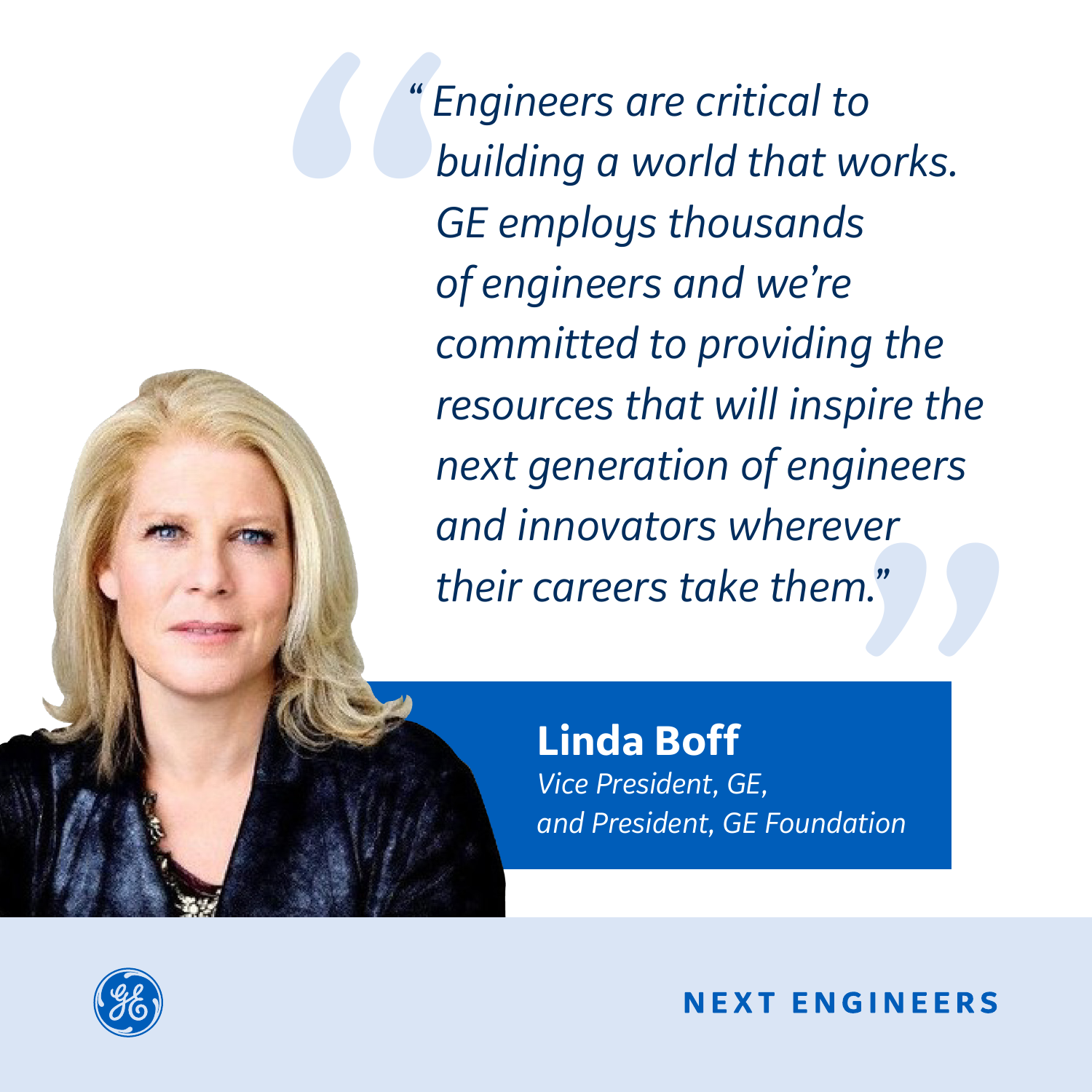*"Engineers are critical to building a world that works. GE employs thousands of engineers and we're committed to providing the resources that will inspire the next generation of engineers and innovators wherever their careers take them."*

**Linda Boff**
*Vice President, GE,*
*and President, GE Foundation*

NEXT ENGINEERS